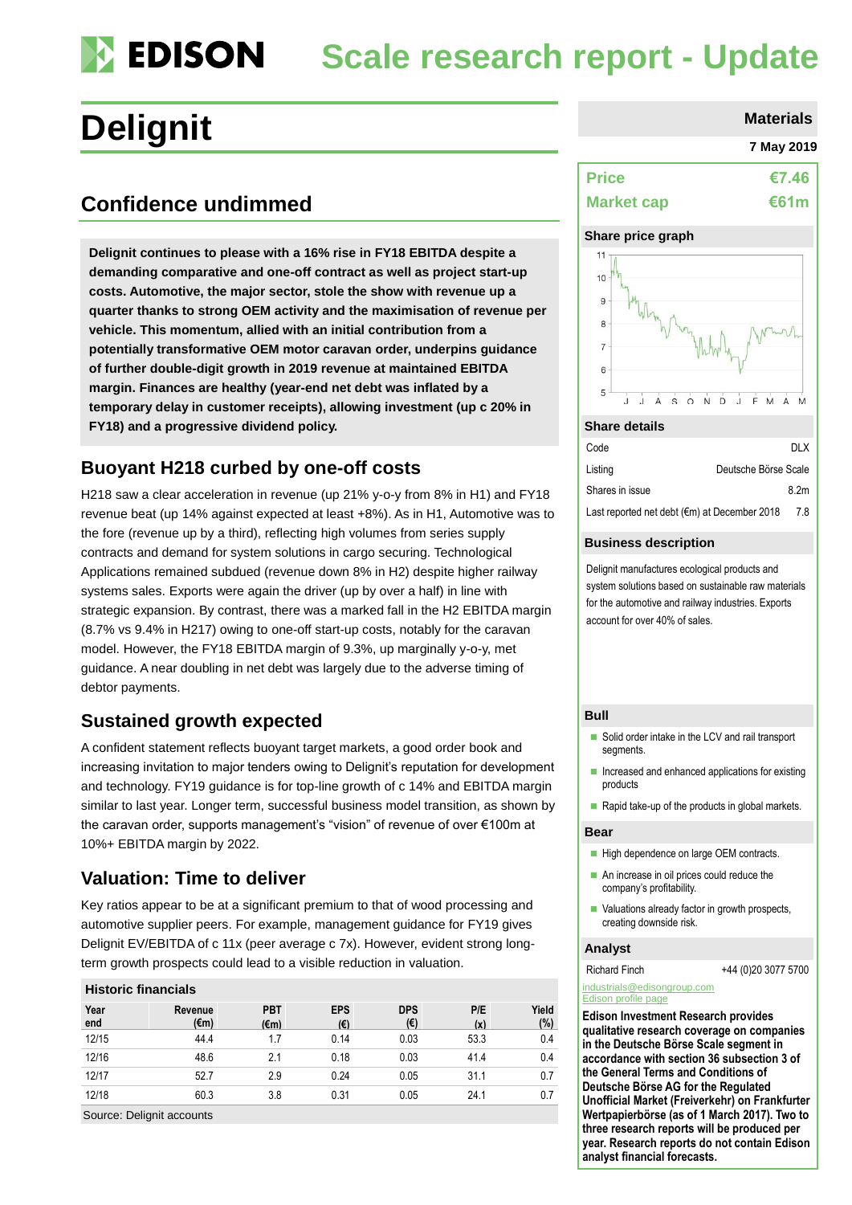# EDISON Scale research report - Update

# Delignit

Materials

7 May 2019

## Confidence undimmed

**Delignit continues to please with a 16% rise in FY18 EBITDA despite a demanding comparative and one-off contract as well as project start-up costs. Automotive, the major sector, stole the show with revenue up a quarter thanks to strong OEM activity and the maximisation of revenue per vehicle. This momentum, allied with an initial contribution from a potentially transformative OEM motor caravan order, underpins guidance of further double-digit growth in 2019 revenue at maintained EBITDA margin. Finances are healthy (year-end net debt was inflated by a temporary delay in customer receipts), allowing investment (up c 20% in FY18) and a progressive dividend policy.**

### Buoyant H218 curbed by one-off costs

H218 saw a clear acceleration in revenue (up 21% y-o-y from 8% in H1) and FY18 revenue beat (up 14% against expected at least +8%). As in H1, Automotive was to the fore (revenue up by a third), reflecting high volumes from series supply contracts and demand for system solutions in cargo securing. Technological Applications remained subdued (revenue down 8% in H2) despite higher railway systems sales. Exports were again the driver (up by over a half) in line with strategic expansion. By contrast, there was a marked fall in the H2 EBITDA margin (8.7% vs 9.4% in H217) owing to one-off start-up costs, notably for the caravan model. However, the FY18 EBITDA margin of 9.3%, up marginally y-o-y, met guidance. A near doubling in net debt was largely due to the adverse timing of debtor payments.

### Sustained growth expected

A confident statement reflects buoyant target markets, a good order book and increasing invitation to major tenders owing to Delignit's reputation for development and technology. FY19 guidance is for top-line growth of c 14% and EBITDA margin similar to last year. Longer term, successful business model transition, as shown by the caravan order, supports management's "vision" of revenue of over €100m at 10%+ EBITDA margin by 2022.

### Valuation: Time to deliver

Key ratios appear to be at a significant premium to that of wood processing and automotive supplier peers. For example, management guidance for FY19 gives Delignit EV/EBITDA of c 11x (peer average c 7x). However, evident strong long-term growth prospects could lead to a visible reduction in valuation.

**Historic financials**

| Year end | Revenue (€m) | PBT (€m) | EPS (€) | DPS (€) | P/E (x) | Yield (%) |
|---|---|---|---|---|---|---|
| 12/15 | 44.4 | 1.7 | 0.14 | 0.03 | 53.3 | 0.4 |
| 12/16 | 48.6 | 2.1 | 0.18 | 0.03 | 41.4 | 0.4 |
| 12/17 | 52.7 | 2.9 | 0.24 | 0.05 | 31.1 | 0.7 |
| 12/18 | 60.3 | 3.8 | 0.31 | 0.05 | 24.1 | 0.7 |

Source: Delignit accounts

| | |
|---|---|
| **Price** | **€7.46** |
| **Market cap** | **€61m** |

**Share price graph**

**Share details**

| | |
|---|---|
| Code | DLX |
| Listing | Deutsche Börse Scale |
| Shares in issue | 8.2m |
| Last reported net debt (€m) at December 2018 | 7.8 |

**Business description**

Delignit manufactures ecological products and system solutions based on sustainable raw materials for the automotive and railway industries. Exports account for over 40% of sales.

**Bull**

- Solid order intake in the LCV and rail transport segments.
- Increased and enhanced applications for existing products
- Rapid take-up of the products in global markets.

**Bear**

- High dependence on large OEM contracts.
- An increase in oil prices could reduce the company's profitability.
- Valuations already factor in growth prospects, creating downside risk.

**Analyst**

Richard Finch +44 (0)20 3077 5700

industrials@edisongroup.com

Edison profile page

**Edison Investment Research provides qualitative research coverage on companies in the Deutsche Börse Scale segment in accordance with section 36 subsection 3 of the General Terms and Conditions of Deutsche Börse AG for the Regulated Unofficial Market (Freiverkehr) on Frankfurter Wertpapierbörse (as of 1 March 2017). Two to three research reports will be produced per year. Research reports do not contain Edison analyst financial forecasts.**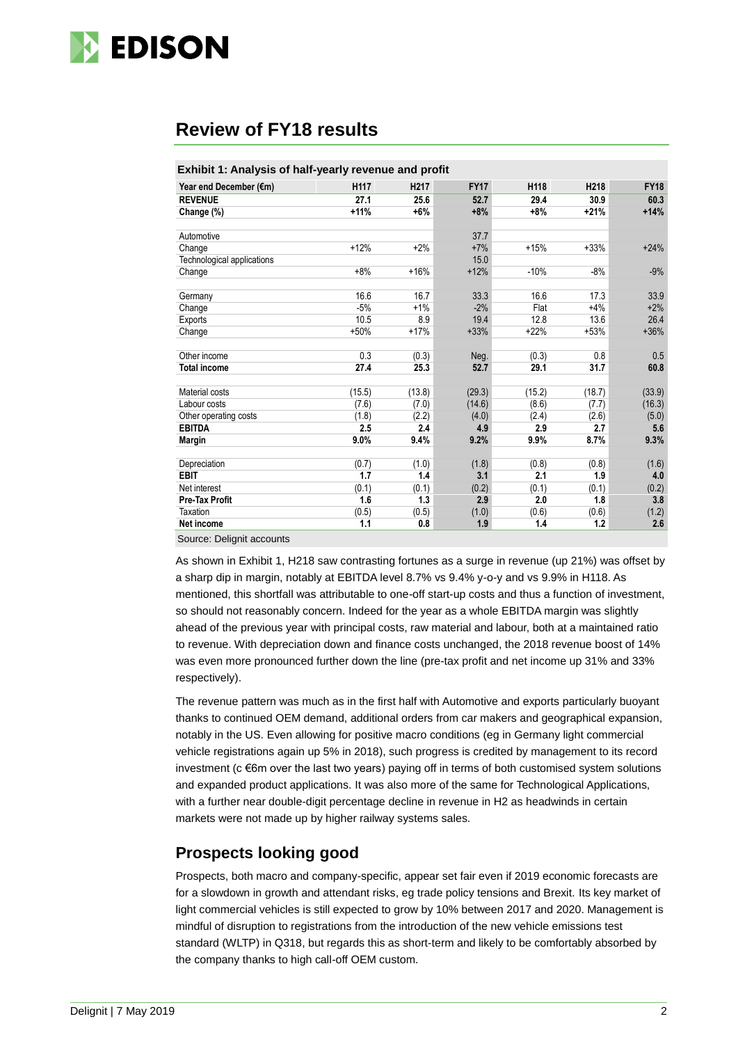## Review of FY18 results

**Exhibit 1: Analysis of half-yearly revenue and profit**

| Year end December (€m) | H117 | H217 | FY17 | H118 | H218 | FY18 |
|---|---|---|---|---|---|---|
| **REVENUE** | **27.1** | **25.6** | **52.7** | **29.4** | **30.9** | **60.3** |
| **Change (%)** | **+11%** | **+6%** | **+8%** | **+8%** | **+21%** | **+14%** |
| | | | | | | |
| Automotive | | | 37.7 | | | |
| Change | +12% | +2% | +7% | +15% | +33% | +24% |
| Technological applications | | | 15.0 | | | |
| Change | +8% | +16% | +12% | -10% | -8% | -9% |
| | | | | | | |
| Germany | 16.6 | 16.7 | 33.3 | 16.6 | 17.3 | 33.9 |
| Change | -5% | +1% | -2% | Flat | +4% | +2% |
| Exports | 10.5 | 8.9 | 19.4 | 12.8 | 13.6 | 26.4 |
| Change | +50% | +17% | +33% | +22% | +53% | +36% |
| | | | | | | |
| Other income | 0.3 | (0.3) | Neg. | (0.3) | 0.8 | 0.5 |
| **Total income** | **27.4** | **25.3** | **52.7** | **29.1** | **31.7** | **60.8** |
| | | | | | | |
| Material costs | (15.5) | (13.8) | (29.3) | (15.2) | (18.7) | (33.9) |
| Labour costs | (7.6) | (7.0) | (14.6) | (8.6) | (7.7) | (16.3) |
| Other operating costs | (1.8) | (2.2) | (4.0) | (2.4) | (2.6) | (5.0) |
| **EBITDA** | **2.5** | **2.4** | **4.9** | **2.9** | **2.7** | **5.6** |
| **Margin** | **9.0%** | **9.4%** | **9.2%** | **9.9%** | **8.7%** | **9.3%** |
| | | | | | | |
| Depreciation | (0.7) | (1.0) | (1.8) | (0.8) | (0.8) | (1.6) |
| **EBIT** | **1.7** | **1.4** | **3.1** | **2.1** | **1.9** | **4.0** |
| Net interest | (0.1) | (0.1) | (0.2) | (0.1) | (0.1) | (0.2) |
| **Pre-Tax Profit** | **1.6** | **1.3** | **2.9** | **2.0** | **1.8** | **3.8** |
| Taxation | (0.5) | (0.5) | (1.0) | (0.6) | (0.6) | (1.2) |
| **Net income** | **1.1** | **0.8** | **1.9** | **1.4** | **1.2** | **2.6** |

Source: Delignit accounts

As shown in Exhibit 1, H218 saw contrasting fortunes as a surge in revenue (up 21%) was offset by a sharp dip in margin, notably at EBITDA level 8.7% vs 9.4% y-o-y and vs 9.9% in H118. As mentioned, this shortfall was attributable to one-off start-up costs and thus a function of investment, so should not reasonably concern. Indeed for the year as a whole EBITDA margin was slightly ahead of the previous year with principal costs, raw material and labour, both at a maintained ratio to revenue. With depreciation down and finance costs unchanged, the 2018 revenue boost of 14% was even more pronounced further down the line (pre-tax profit and net income up 31% and 33% respectively).

The revenue pattern was much as in the first half with Automotive and exports particularly buoyant thanks to continued OEM demand, additional orders from car makers and geographical expansion, notably in the US. Even allowing for positive macro conditions (eg in Germany light commercial vehicle registrations again up 5% in 2018), such progress is credited by management to its record investment (c €6m over the last two years) paying off in terms of both customised system solutions and expanded product applications. It was also more of the same for Technological Applications, with a further near double-digit percentage decline in revenue in H2 as headwinds in certain markets were not made up by higher railway systems sales.

## Prospects looking good

Prospects, both macro and company-specific, appear set fair even if 2019 economic forecasts are for a slowdown in growth and attendant risks, eg trade policy tensions and Brexit. Its key market of light commercial vehicles is still expected to grow by 10% between 2017 and 2020. Management is mindful of disruption to registrations from the introduction of the new vehicle emissions test standard (WLTP) in Q318, but regards this as short-term and likely to be comfortably absorbed by the company thanks to high call-off OEM custom.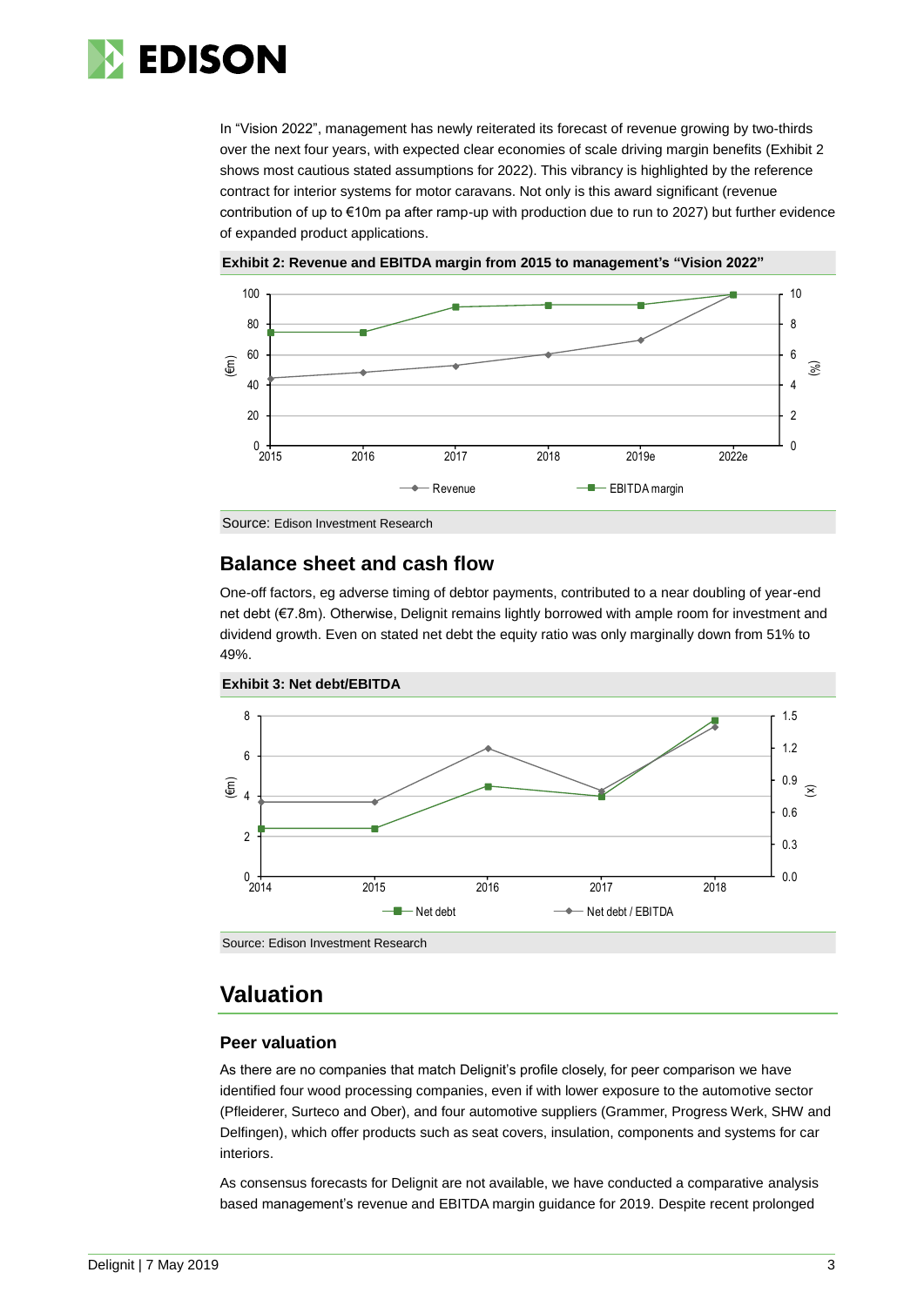In "Vision 2022", management has newly reiterated its forecast of revenue growing by two-thirds over the next four years, with expected clear economies of scale driving margin benefits (Exhibit 2 shows most cautious stated assumptions for 2022). This vibrancy is highlighted by the reference contract for interior systems for motor caravans. Not only is this award significant (revenue contribution of up to €10m pa after ramp-up with production due to run to 2027) but further evidence of expanded product applications.

**Exhibit 2: Revenue and EBITDA margin from 2015 to management's "Vision 2022"**

Source: Edison Investment Research

## Balance sheet and cash flow

One-off factors, eg adverse timing of debtor payments, contributed to a near doubling of year-end net debt (€7.8m). Otherwise, Delignit remains lightly borrowed with ample room for investment and dividend growth. Even on stated net debt the equity ratio was only marginally down from 51% to 49%.

**Exhibit 3: Net debt/EBITDA**

Source: Edison Investment Research

# Valuation

### Peer valuation

As there are no companies that match Delignit's profile closely, for peer comparison we have identified four wood processing companies, even if with lower exposure to the automotive sector (Pfleiderer, Surteco and Ober), and four automotive suppliers (Grammer, Progress Werk, SHW and Delfingen), which offer products such as seat covers, insulation, components and systems for car interiors.

As consensus forecasts for Delignit are not available, we have conducted a comparative analysis based management's revenue and EBITDA margin guidance for 2019. Despite recent prolonged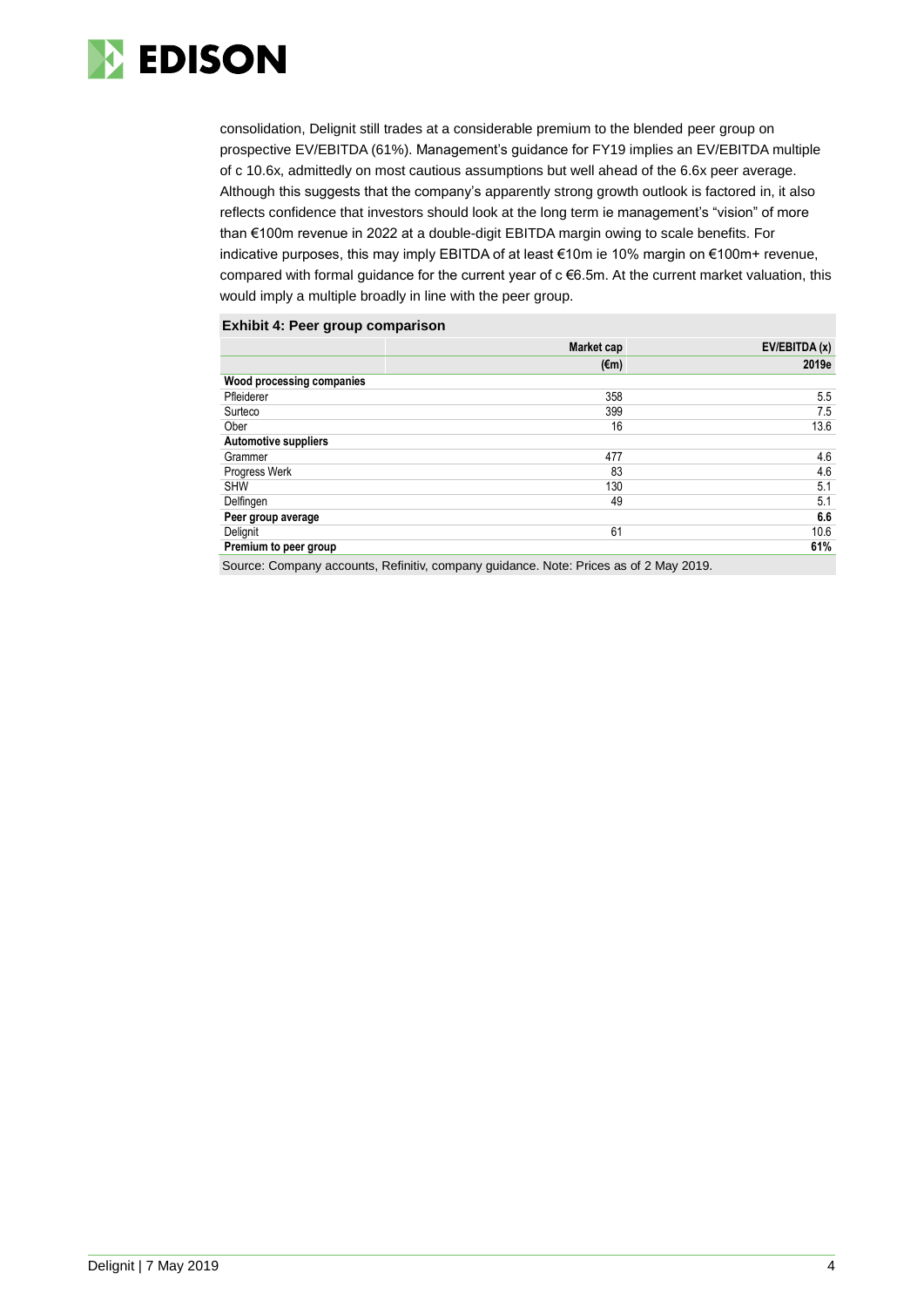consolidation, Delignit still trades at a considerable premium to the blended peer group on prospective EV/EBITDA (61%). Management's guidance for FY19 implies an EV/EBITDA multiple of c 10.6x, admittedly on most cautious assumptions but well ahead of the 6.6x peer average. Although this suggests that the company's apparently strong growth outlook is factored in, it also reflects confidence that investors should look at the long term ie management's "vision" of more than €100m revenue in 2022 at a double-digit EBITDA margin owing to scale benefits. For indicative purposes, this may imply EBITDA of at least €10m ie 10% margin on €100m+ revenue, compared with formal guidance for the current year of c €6.5m. At the current market valuation, this would imply a multiple broadly in line with the peer group.

**Exhibit 4: Peer group comparison**

| | Market cap | EV/EBITDA (x) |
|---|---|---|
| | (€m) | 2019e |
| **Wood processing companies** | | |
| Pfleiderer | 358 | 5.5 |
| Surteco | 399 | 7.5 |
| Ober | 16 | 13.6 |
| **Automotive suppliers** | | |
| Grammer | 477 | 4.6 |
| Progress Werk | 83 | 4.6 |
| SHW | 130 | 5.1 |
| Delfingen | 49 | 5.1 |
| **Peer group average** | | **6.6** |
| Delignit | 61 | 10.6 |
| **Premium to peer group** | | **61%** |

Source: Company accounts, Refinitiv, company guidance. Note: Prices as of 2 May 2019.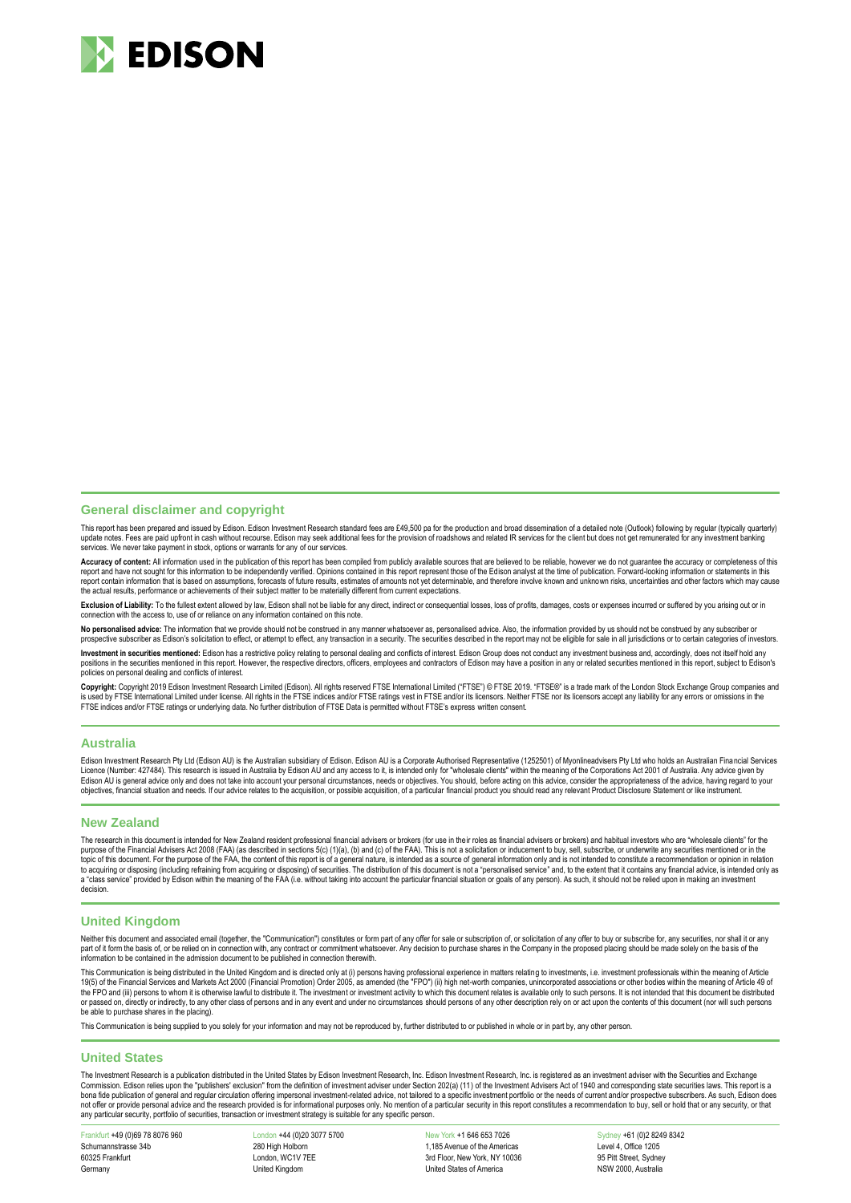# EDISON

## General disclaimer and copyright

This report has been prepared and issued by Edison. Edison Investment Research standard fees are £49,500 pa for the production and broad dissemination of a detailed note (Outlook) following by regular (typically quarterly) update notes. Fees are paid upfront in cash without recourse. Edison may seek additional fees for the provision of roadshows and related IR services for the client but does not get remunerated for any investment banking services. We never take payment in stock, options or warrants for any of our services.

**Accuracy of content:** All information used in the publication of this report has been compiled from publicly available sources that are believed to be reliable, however we do not guarantee the accuracy or completeness of this report and have not sought for this information to be independently verified. Opinions contained in this report represent those of the Edison analyst at the time of publication. Forward-looking information or statements in this report contain information that is based on assumptions, forecasts of future results, estimates of amounts not yet determinable, and therefore involve known and unknown risks, uncertainties and other factors which may cause the actual results, performance or achievements of their subject matter to be materially different from current expectations.

**Exclusion of Liability:** To the fullest extent allowed by law, Edison shall not be liable for any direct, indirect or consequential losses, loss of profits, damages, costs or expenses incurred or suffered by you arising out or in connection with the access to, use of or reliance on any information contained on this note.

**No personalised advice:** The information that we provide should not be construed in any manner whatsoever as, personalised advice. Also, the information provided by us should not be construed by any subscriber or prospective subscriber as Edison's solicitation to effect, or attempt to effect, any transaction in a security. The securities described in the report may not be eligible for sale in all jurisdictions or to certain categories of investors.

**Investment in securities mentioned:** Edison has a restrictive policy relating to personal dealing and conflicts of interest. Edison Group does not conduct any investment business and, accordingly, does not itself hold any positions in the securities mentioned in this report. However, the respective directors, officers, employees and contractors of Edison may have a position in any or related securities mentioned in this report, subject to Edison's policies on personal dealing and conflicts of interest.

**Copyright:** Copyright 2019 Edison Investment Research Limited (Edison). All rights reserved FTSE International Limited ("FTSE") © FTSE 2019. "FTSE®" is a trade mark of the London Stock Exchange Group companies and is used by FTSE International Limited under license. All rights in the FTSE indices and/or FTSE ratings vest in FTSE and/or its licensors. Neither FTSE nor its licensors accept any liability for any errors or omissions in the FTSE indices and/or FTSE ratings or underlying data. No further distribution of FTSE Data is permitted without FTSE's express written consent.

## Australia

Edison Investment Research Pty Ltd (Edison AU) is the Australian subsidiary of Edison. Edison AU is a Corporate Authorised Representative (1252501) of Myonlineadvisers Pty Ltd who holds an Australian Financial Services Licence (Number: 427484). This research is issued in Australia by Edison AU and any access to it, is intended only for "wholesale clients" within the meaning of the Corporations Act 2001 of Australia. Any advice given by Edison AU is general advice only and does not take into account your personal circumstances, needs or objectives. You should, before acting on this advice, consider the appropriateness of the advice, having regard to your objectives, financial situation and needs. If our advice relates to the acquisition, or possible acquisition, of a particular financial product you should read any relevant Product Disclosure Statement or like instrument.

## New Zealand

The research in this document is intended for New Zealand resident professional financial advisers or brokers (for use in their roles as financial advisers or brokers) and habitual investors who are "wholesale clients" for the purpose of the Financial Advisers Act 2008 (FAA) (as described in sections 5(c) (1)(a), (b) and (c) of the FAA). This is not a solicitation or inducement to buy, sell, subscribe, or underwrite any securities mentioned or in the topic of this document. For the purpose of the FAA, the content of this report is of a general nature, is intended as a source of general information only and is not intended to constitute a recommendation or opinion in relation to acquiring or disposing (including refraining from acquiring or disposing) of securities. The distribution of this document is not a "personalised service" and, to the extent that it contains any financial advice, is intended only as a "class service" provided by Edison within the meaning of the FAA (i.e. without taking into account the particular financial situation or goals of any person). As such, it should not be relied upon in making an investment decision.

## United Kingdom

Neither this document and associated email (together, the "Communication") constitutes or form part of any offer for sale or subscription of, or solicitation of any offer to buy or subscribe for, any securities, nor shall it or any part of it form the basis of, or be relied on in connection with, any contract or commitment whatsoever. Any decision to purchase shares in the Company in the proposed placing should be made solely on the basis of the information to be contained in the admission document to be published in connection therewith.

This Communication is being distributed in the United Kingdom and is directed only at (i) persons having professional experience in matters relating to investments, i.e. investment professionals within the meaning of Article 19(5) of the Financial Services and Markets Act 2000 (Financial Promotion) Order 2005, as amended (the "FPO") (ii) high net-worth companies, unincorporated associations or other bodies within the meaning of Article 49 of the FPO and (iii) persons to whom it is otherwise lawful to distribute it. The investment or investment activity to which this document relates is available only to such persons. It is not intended that this document be distributed or passed on, directly or indirectly, to any other class of persons and in any event and under no circumstances should persons of any other description rely on or act upon the contents of this document (nor will such persons be able to purchase shares in the placing).

This Communication is being supplied to you solely for your information and may not be reproduced by, further distributed to or published in whole or in part by, any other person.

## United States

The Investment Research is a publication distributed in the United States by Edison Investment Research, Inc. Edison Investment Research, Inc. is registered as an investment adviser with the Securities and Exchange Commission. Edison relies upon the "publishers' exclusion" from the definition of investment adviser under Section 202(a) (11) of the Investment Advisers Act of 1940 and corresponding state securities laws. This report is a bona fide publication of general and regular circulation offering impersonal investment-related advice, not tailored to a specific investment portfolio or the needs of current and/or prospective subscribers. As such, Edison does not offer or provide personal advice and the research provided is for informational purposes only. No mention of a particular security in this report constitutes a recommendation to buy, sell or hold that or any security, or that any particular security, portfolio of securities, transaction or investment strategy is suitable for any specific person.

Frankfurt +49 (0)69 78 8076 960
Schumannstrasse 34b
60325 Frankfurt
Germany

London +44 (0)20 3077 5700
280 High Holborn
London, WC1V 7EE
United Kingdom

New York +1 646 653 7026
1,185 Avenue of the Americas
3rd Floor, New York, NY 10036
United States of America

Sydney +61 (0)2 8249 8342
Level 4, Office 1205
95 Pitt Street, Sydney
NSW 2000, Australia